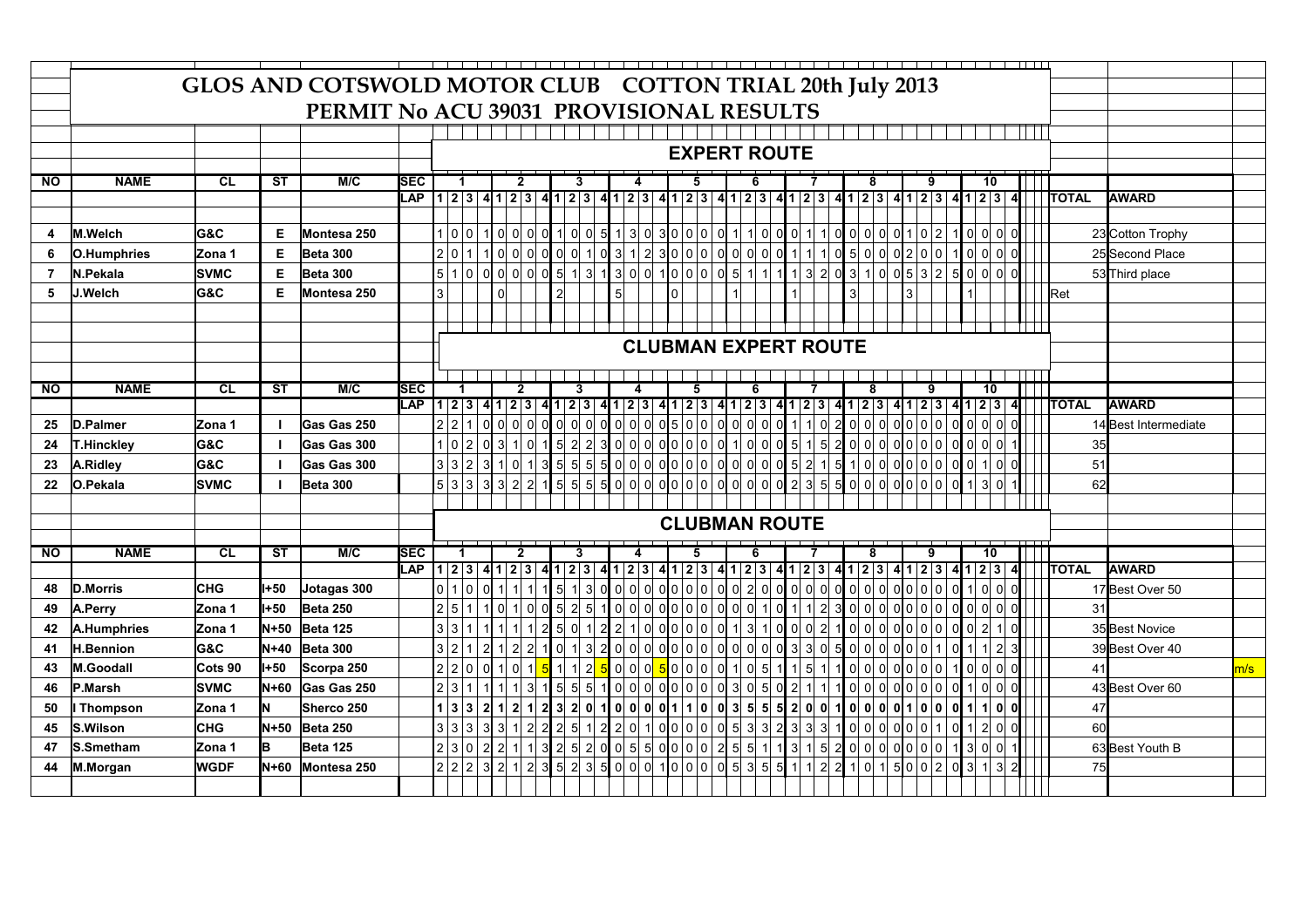# GLOS AND COTSWOLD MOTOR CLUB COTTON TRIAL 20th July 2013

## PERMIT No ACU 39031 PROVISIONAL RESULTS

### EXPERT ROUTE

| NO | NAME | CL | ST | M/C | SEC | 1 | | | | 2 | | | | 3 | | | | 4 | | | | 5 | | | | 6 | | | | 7 | | | | 8 | | | | 9 | | | | 10 | | | | | |
|---|---|---|---|---|---|---|---|---|---|---|---|---|---|---|---|---|---|---|---|---|---|---|---|---|---|---|---|---|---|---|---|---|---|---|---|---|---|---|---|---|---|---|---|---|---|---|---|
| | | | | | LAP | 1 | 2 | 3 | 4 | 1 | 2 | 3 | 4 | 1 | 2 | 3 | 4 | 1 | 2 | 3 | 4 | 1 | 2 | 3 | 4 | 1 | 2 | 3 | 4 | 1 | 2 | 3 | 4 | 1 | 2 | 3 | 4 | 1 | 2 | 3 | 4 | 1 | 2 | 3 | 4 | TOTAL | AWARD |
| 4 | M.Welch | G&C | E | Montesa 250 | | 1 | 0 | 0 | 1 | 0 | 0 | 0 | 0 | 1 | 0 | 0 | 5 | 1 | 3 | 0 | 3 | 0 | 0 | 0 | 0 | 1 | 1 | 0 | 0 | 0 | 1 | 1 | 0 | 0 | 0 | 0 | 0 | 1 | 0 | 2 | 1 | 0 | 0 | 0 | 0 | 23 | Cotton Trophy |
| 6 | O.Humphries | Zona 1 | E | Beta 300 | | 2 | 0 | 1 | 1 | 0 | 0 | 0 | 0 | 0 | 0 | 1 | 0 | 3 | 1 | 2 | 3 | 0 | 0 | 0 | 0 | 0 | 0 | 0 | 0 | 1 | 1 | 1 | 0 | 5 | 0 | 0 | 0 | 2 | 0 | 0 | 1 | 0 | 0 | 0 | 0 | 25 | Second Place |
| 7 | N.Pekala | SVMC | E | Beta 300 | | 5 | 1 | 0 | 0 | 0 | 0 | 0 | 0 | 5 | 1 | 3 | 1 | 3 | 0 | 0 | 1 | 0 | 0 | 0 | 0 | 5 | 1 | 1 | 1 | 1 | 3 | 2 | 0 | 3 | 1 | 0 | 0 | 5 | 3 | 2 | 5 | 0 | 0 | 0 | 0 | 53 | Third place |
| 5 | J.Welch | G&C | E | Montesa 250 | | 3 | | | | 0 | | | | 2 | | | | 5 | | | | 0 | | | | 1 | | | | 1 | | | | 3 | | | | 3 | | | | 1 | | | | Ret | |

### CLUBMAN EXPERT ROUTE

| NO | NAME | CL | ST | M/C | SEC | 1 | | | | 2 | | | | 3 | | | | 4 | | | | 5 | | | | 6 | | | | 7 | | | | 8 | | | | 9 | | | | 10 | | | | | |
|---|---|---|---|---|---|---|---|---|---|---|---|---|---|---|---|---|---|---|---|---|---|---|---|---|---|---|---|---|---|---|---|---|---|---|---|---|---|---|---|---|---|---|---|---|---|---|---|
| | | | | | LAP | 1 | 2 | 3 | 4 | 1 | 2 | 3 | 4 | 1 | 2 | 3 | 4 | 1 | 2 | 3 | 4 | 1 | 2 | 3 | 4 | 1 | 2 | 3 | 4 | 1 | 2 | 3 | 4 | 1 | 2 | 3 | 4 | 1 | 2 | 3 | 4 | 1 | 2 | 3 | 4 | TOTAL | AWARD |
| 25 | D.Palmer | Zona 1 | I | Gas Gas 250 | | 2 | 2 | 1 | 0 | 0 | 0 | 0 | 0 | 0 | 0 | 0 | 0 | 0 | 0 | 0 | 0 | 5 | 0 | 0 | 0 | 0 | 0 | 0 | 0 | 1 | 1 | 0 | 2 | 0 | 0 | 0 | 0 | 0 | 0 | 0 | 0 | 0 | 0 | 0 | 0 | 14 | Best Intermediate |
| 24 | T.Hinckley | G&C | I | Gas Gas 300 | | 1 | 0 | 2 | 0 | 3 | 1 | 0 | 1 | 5 | 2 | 2 | 3 | 0 | 0 | 0 | 0 | 0 | 0 | 0 | 0 | 1 | 0 | 0 | 0 | 5 | 1 | 5 | 2 | 0 | 0 | 0 | 0 | 0 | 0 | 0 | 0 | 0 | 0 | 0 | 1 | 35 | |
| 23 | A.Ridley | G&C | I | Gas Gas 300 | | 3 | 3 | 2 | 3 | 1 | 0 | 1 | 3 | 5 | 5 | 5 | 5 | 0 | 0 | 0 | 0 | 0 | 0 | 0 | 0 | 0 | 0 | 0 | 0 | 5 | 2 | 1 | 5 | 1 | 0 | 0 | 0 | 0 | 0 | 0 | 0 | 0 | 1 | 0 | 0 | 51 | |
| 22 | O.Pekala | SVMC | I | Beta 300 | | 5 | 3 | 3 | 3 | 3 | 2 | 2 | 1 | 5 | 5 | 5 | 5 | 0 | 0 | 0 | 0 | 0 | 0 | 0 | 0 | 0 | 0 | 0 | 0 | 2 | 3 | 5 | 5 | 0 | 0 | 0 | 0 | 0 | 0 | 0 | 0 | 1 | 3 | 0 | 1 | 62 | |

### CLUBMAN ROUTE

| NO | NAME | CL | ST | M/C | SEC | 1 | | | | 2 | | | | 3 | | | | 4 | | | | 5 | | | | 6 | | | | 7 | | | | 8 | | | | 9 | | | | 10 | | | | | | |
|---|---|---|---|---|---|---|---|---|---|---|---|---|---|---|---|---|---|---|---|---|---|---|---|---|---|---|---|---|---|---|---|---|---|---|---|---|---|---|---|---|---|---|---|---|---|---|---|---|
| | | | | | LAP | 1 | 2 | 3 | 4 | 1 | 2 | 3 | 4 | 1 | 2 | 3 | 4 | 1 | 2 | 3 | 4 | 1 | 2 | 3 | 4 | 1 | 2 | 3 | 4 | 1 | 2 | 3 | 4 | 1 | 2 | 3 | 4 | 1 | 2 | 3 | 4 | 1 | 2 | 3 | 4 | TOTAL | AWARD | |
| 48 | D.Morris | CHG | I+50 | Jotagas 300 | | 0 | 1 | 0 | 0 | 1 | 1 | 1 | 1 | 5 | 1 | 3 | 0 | 0 | 0 | 0 | 0 | 0 | 0 | 0 | 0 | 0 | 2 | 0 | 0 | 0 | 0 | 0 | 0 | 0 | 0 | 0 | 0 | 0 | 0 | 0 | 0 | 1 | 0 | 0 | 0 | 17 | Best Over 50 | |
| 49 | A.Perry | Zona 1 | I+50 | Beta 250 | | 2 | 5 | 1 | 1 | 0 | 1 | 0 | 0 | 5 | 2 | 5 | 1 | 0 | 0 | 0 | 0 | 0 | 0 | 0 | 0 | 0 | 0 | 1 | 0 | 1 | 1 | 2 | 3 | 0 | 0 | 0 | 0 | 0 | 0 | 0 | 0 | 0 | 0 | 0 | 0 | 31 | | |
| 42 | A.Humphries | Zona 1 | N+50 | Beta 125 | | 3 | 3 | 1 | 1 | 1 | 1 | 1 | 2 | 5 | 0 | 1 | 2 | 2 | 1 | 0 | 0 | 0 | 0 | 0 | 0 | 1 | 3 | 1 | 0 | 0 | 0 | 2 | 1 | 0 | 0 | 0 | 0 | 0 | 0 | 0 | 0 | 0 | 2 | 1 | 0 | 35 | Best Novice | |
| 41 | H.Bennion | G&C | N+40 | Beta 300 | | 3 | 2 | 1 | 2 | 1 | 2 | 2 | 1 | 0 | 1 | 3 | 2 | 0 | 0 | 0 | 0 | 0 | 0 | 0 | 0 | 0 | 0 | 0 | 0 | 3 | 3 | 0 | 5 | 0 | 0 | 0 | 0 | 0 | 0 | 1 | 0 | 1 | 1 | 2 | 3 | 39 | Best Over 40 | |
| 43 | M.Goodall | Cots 90 | I+50 | Scorpa 250 | | 2 | 2 | 0 | 0 | 1 | 0 | 1 | 5 | 1 | 1 | 2 | 5 | 0 | 0 | 0 | 5 | 0 | 0 | 0 | 0 | 1 | 0 | 5 | 1 | 1 | 5 | 1 | 1 | 0 | 0 | 0 | 0 | 0 | 0 | 0 | 1 | 0 | 0 | 0 | 0 | 41 | | m/s |
| 46 | P.Marsh | SVMC | N+60 | Gas Gas 250 | | 2 | 3 | 1 | 1 | 1 | 1 | 3 | 1 | 5 | 5 | 5 | 1 | 0 | 0 | 0 | 0 | 0 | 0 | 0 | 0 | 3 | 0 | 5 | 0 | 2 | 1 | 1 | 1 | 0 | 0 | 0 | 0 | 0 | 0 | 0 | 0 | 1 | 0 | 0 | 0 | 43 | Best Over 60 | |
| 50 | I Thompson | Zona 1 | N | Sherco 250 | | 1 | 3 | 3 | 2 | 1 | 2 | 1 | 2 | 3 | 2 | 0 | 1 | 0 | 0 | 0 | 0 | 1 | 1 | 0 | 0 | 3 | 5 | 5 | 5 | 2 | 0 | 0 | 1 | 0 | 0 | 0 | 0 | 1 | 0 | 0 | 0 | 1 | 1 | 0 | 0 | 47 | | |
| 45 | S.Wilson | CHG | N+50 | Beta 250 | | 3 | 3 | 3 | 3 | 3 | 1 | 2 | 2 | 2 | 5 | 1 | 2 | 2 | 0 | 1 | 0 | 0 | 0 | 0 | 0 | 5 | 3 | 3 | 2 | 3 | 3 | 3 | 1 | 0 | 0 | 0 | 0 | 0 | 0 | 1 | 0 | 1 | 2 | 0 | 0 | 60 | | |
| 47 | S.Smetham | Zona 1 | B | Beta 125 | | 2 | 3 | 0 | 2 | 2 | 1 | 1 | 3 | 2 | 5 | 2 | 0 | 0 | 5 | 5 | 0 | 0 | 0 | 0 | 2 | 5 | 5 | 1 | 1 | 3 | 1 | 5 | 2 | 0 | 0 | 0 | 0 | 0 | 0 | 0 | 1 | 3 | 0 | 0 | 1 | 63 | Best Youth B | |
| 44 | M.Morgan | WGDF | N+60 | Montesa 250 | | 2 | 2 | 2 | 3 | 2 | 1 | 2 | 3 | 5 | 2 | 3 | 5 | 0 | 0 | 0 | 1 | 0 | 0 | 0 | 0 | 5 | 3 | 5 | 5 | 1 | 1 | 2 | 2 | 1 | 0 | 1 | 5 | 0 | 0 | 2 | 0 | 3 | 1 | 3 | 2 | 75 | | |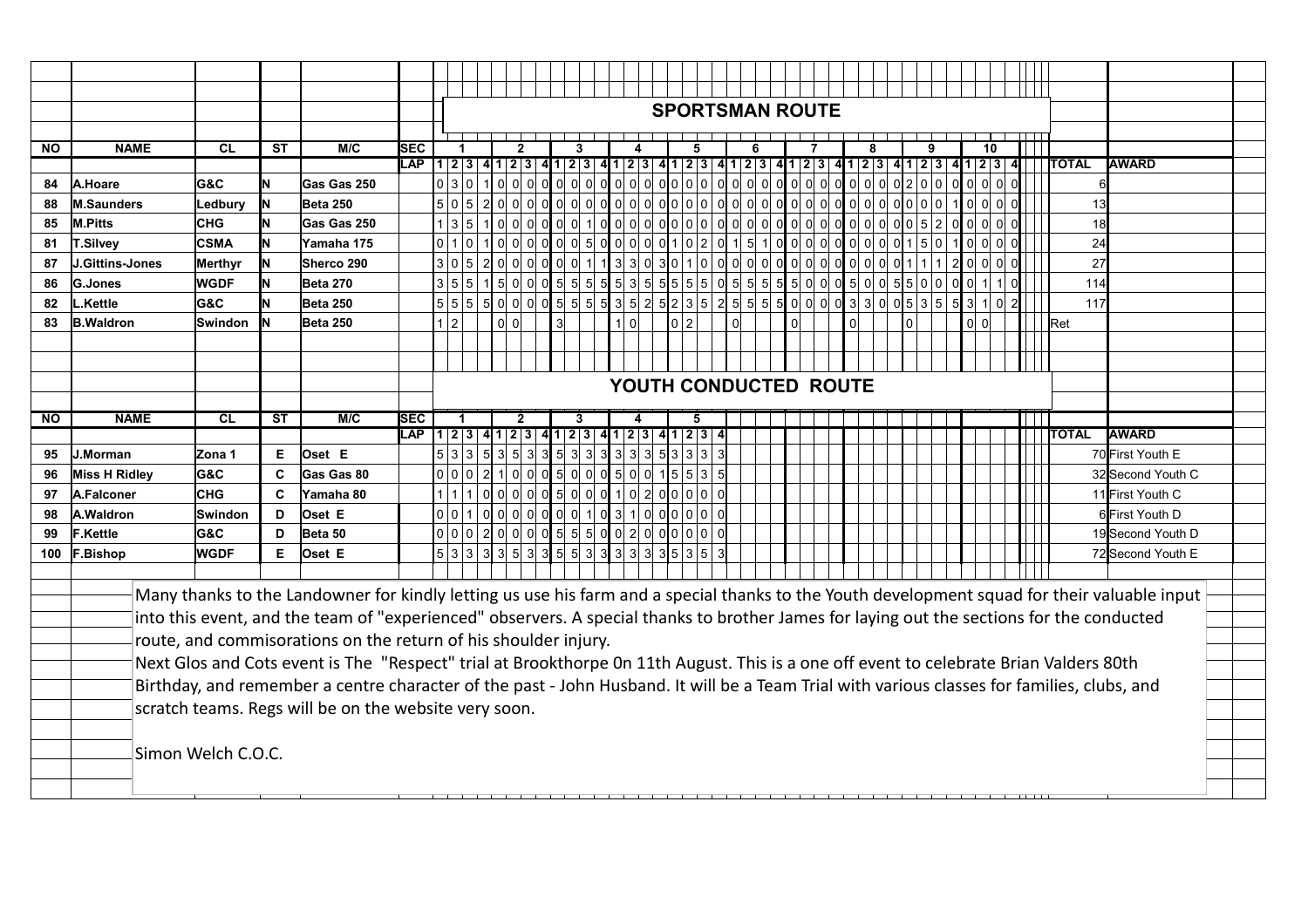## SPORTSMAN ROUTE

| NO | NAME | CL | ST | M/C | SEC | 1 | | | | 2 | | | | 3 | | | | 4 | | | | 5 | | | | 6 | | | | 7 | | | | 8 | | | | 9 | | | | 10 | | | | | |
|---|---|---|---|---|---|---|---|---|---|---|---|---|---|---|---|---|---|---|---|---|---|---|---|---|---|---|---|---|---|---|---|---|---|---|---|---|---|---|---|---|---|---|---|---|---|---|---|
| | | | | | LAP | 1 | 2 | 3 | 4 | 1 | 2 | 3 | 4 | 1 | 2 | 3 | 4 | 1 | 2 | 3 | 4 | 1 | 2 | 3 | 4 | 1 | 2 | 3 | 4 | 1 | 2 | 3 | 4 | 1 | 2 | 3 | 4 | 1 | 2 | 3 | 4 | 1 | 2 | 3 | 4 | TOTAL | AWARD |
| 84 | A.Hoare | G&C | N | Gas Gas 250 | | 0 | 3 | 0 | 1 | 0 | 0 | 0 | 0 | 0 | 0 | 0 | 0 | 0 | 0 | 0 | 0 | 0 | 0 | 0 | 0 | 0 | 0 | 0 | 0 | 0 | 0 | 0 | 0 | 0 | 0 | 0 | 0 | 2 | 0 | 0 | 0 | 0 | 0 | 0 | 0 | 6 | |
| 88 | M.Saunders | Ledbury | N | Beta 250 | | 5 | 0 | 5 | 2 | 0 | 0 | 0 | 0 | 0 | 0 | 0 | 0 | 0 | 0 | 0 | 0 | 0 | 0 | 0 | 0 | 0 | 0 | 0 | 0 | 0 | 0 | 0 | 0 | 0 | 0 | 0 | 0 | 0 | 0 | 0 | 1 | 0 | 0 | 0 | 0 | 13 | |
| 85 | M.Pitts | CHG | N | Gas Gas 250 | | 1 | 3 | 5 | 1 | 0 | 0 | 0 | 0 | 0 | 0 | 1 | 0 | 0 | 0 | 0 | 0 | 0 | 0 | 0 | 0 | 0 | 0 | 0 | 0 | 0 | 0 | 0 | 0 | 0 | 0 | 0 | 0 | 0 | 5 | 2 | 0 | 0 | 0 | 0 | 0 | 18 | |
| 81 | T.Silvey | CSMA | N | Yamaha 175 | | 0 | 1 | 0 | 1 | 0 | 0 | 0 | 0 | 0 | 0 | 5 | 0 | 0 | 0 | 0 | 0 | 1 | 0 | 2 | 0 | 1 | 5 | 1 | 0 | 0 | 0 | 0 | 0 | 0 | 0 | 0 | 0 | 1 | 5 | 0 | 1 | 0 | 0 | 0 | 0 | 24 | |
| 87 | J.Gittins-Jones | Merthyr | N | Sherco 290 | | 3 | 0 | 5 | 2 | 0 | 0 | 0 | 0 | 0 | 0 | 1 | 1 | 3 | 3 | 0 | 3 | 0 | 1 | 0 | 0 | 0 | 0 | 0 | 0 | 0 | 0 | 0 | 0 | 0 | 0 | 0 | 0 | 1 | 1 | 1 | 2 | 0 | 0 | 0 | 0 | 27 | |
| 86 | G.Jones | WGDF | N | Beta 270 | | 3 | 5 | 5 | 1 | 5 | 0 | 0 | 0 | 5 | 5 | 5 | 5 | 5 | 3 | 5 | 5 | 5 | 5 | 5 | 0 | 5 | 5 | 5 | 5 | 5 | 0 | 0 | 0 | 5 | 0 | 0 | 5 | 5 | 0 | 0 | 0 | 0 | 1 | 1 | 0 | 114 | |
| 82 | L.Kettle | G&C | N | Beta 250 | | 5 | 5 | 5 | 5 | 0 | 0 | 0 | 0 | 5 | 5 | 5 | 5 | 3 | 5 | 2 | 5 | 2 | 3 | 5 | 2 | 5 | 5 | 5 | 5 | 0 | 0 | 0 | 0 | 3 | 3 | 0 | 0 | 5 | 3 | 5 | 5 | 3 | 1 | 0 | 2 | 117 | |
| 83 | B.Waldron | Swindon | N | Beta 250 | | 1 | 2 | | | 0 | 0 | | | 3 | | | | 1 | 0 | | | 0 | 2 | | | 0 | | | | 0 | | | | 0 | | | | 0 | | | | 0 | 0 | | | Ret | |

## YOUTH CONDUCTED ROUTE

| NO | NAME | CL | ST | M/C | SEC | 1 | | | | 2 | | | | 3 | | | | 4 | | | | 5 | | | | | |
|---|---|---|---|---|---|---|---|---|---|---|---|---|---|---|---|---|---|---|---|---|---|---|---|---|---|---|---|
| | | | | | LAP | 1 | 2 | 3 | 4 | 1 | 2 | 3 | 4 | 1 | 2 | 3 | 4 | 1 | 2 | 3 | 4 | 1 | 2 | 3 | 4 | TOTAL | AWARD |
| 95 | J.Morman | Zona 1 | E | Oset E | | 5 | 3 | 3 | 5 | 3 | 5 | 3 | 3 | 5 | 3 | 3 | 3 | 3 | 3 | 3 | 5 | 3 | 3 | 3 | 3 | 70 | First Youth E |
| 96 | Miss H Ridley | G&C | C | Gas Gas 80 | | 0 | 0 | 0 | 2 | 1 | 0 | 0 | 0 | 5 | 0 | 0 | 0 | 5 | 0 | 0 | 1 | 5 | 5 | 3 | 5 | 32 | Second Youth C |
| 97 | A.Falconer | CHG | C | Yamaha 80 | | 1 | 1 | 1 | 0 | 0 | 0 | 0 | 0 | 5 | 0 | 0 | 0 | 1 | 0 | 2 | 0 | 0 | 0 | 0 | 0 | 11 | First Youth C |
| 98 | A.Waldron | Swindon | D | Oset E | | 0 | 0 | 1 | 0 | 0 | 0 | 0 | 0 | 0 | 0 | 1 | 0 | 3 | 1 | 0 | 0 | 0 | 0 | 0 | 0 | 6 | First Youth D |
| 99 | F.Kettle | G&C | D | Beta 50 | | 0 | 0 | 0 | 2 | 0 | 0 | 0 | 0 | 5 | 5 | 5 | 0 | 0 | 2 | 0 | 0 | 0 | 0 | 0 | 0 | 19 | Second Youth D |
| 100 | F.Bishop | WGDF | E | Oset E | | 5 | 3 | 3 | 3 | 3 | 5 | 3 | 3 | 5 | 5 | 3 | 3 | 3 | 3 | 3 | 3 | 5 | 3 | 5 | 3 | 72 | Second Youth E |

Many thanks to the Landowner for kindly letting us use his farm and a special thanks to the Youth development squad for their valuable input into this event, and the team of "experienced" observers. A special thanks to brother James for laying out the sections for the conducted route, and commisorations on the return of his shoulder injury.

Next Glos and Cots event is The "Respect" trial at Brookthorpe 0n 11th August. This is a one off event to celebrate Brian Valders 80th Birthday, and remember a centre character of the past - John Husband. It will be a Team Trial with various classes for families, clubs, and scratch teams. Regs will be on the website very soon.

Simon Welch C.O.C.